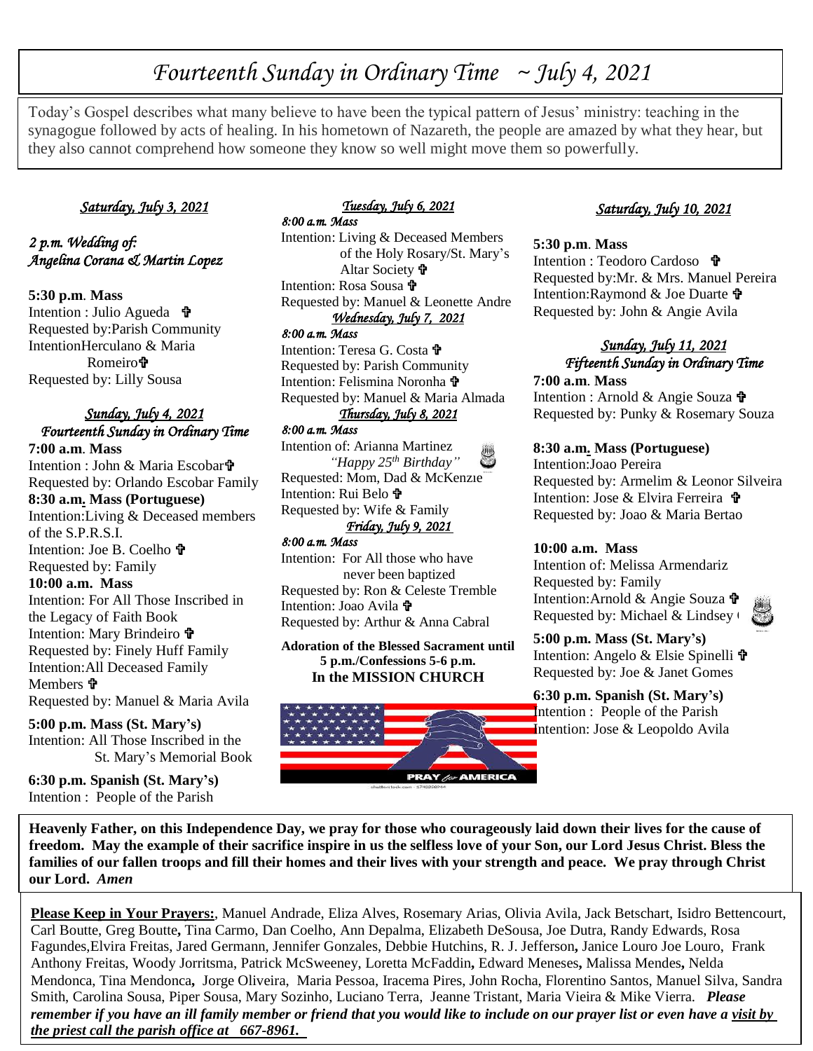# *Fourteenth Sunday in Ordinary Time ~ July 4, 2021*

Today's Gospel describes what many believe to have been the typical pattern of Jesus' ministry: teaching in the synagogue followed by acts of healing. In his hometown of Nazareth, the people are amazed by what they hear, but they also cannot comprehend how someone they know so well might move them so powerfully.

### *Saturday, July 3, 2021*

*2 p.m. Wedding of:*
*Angelina Corana & Martin Lopez*

**5:30 p.m. Mass**
Intention : Julio Agueda ✞
Requested by:Parish Community
IntentionHerculano & Maria Romeiro✞
Requested by: Lilly Sousa

### *Sunday, July 4, 2021*
### *Fourteenth Sunday in Ordinary Time*

**7:00 a.m. Mass**
Intention : John & Maria Escobar✞
Requested by: Orlando Escobar Family

**8:30 a.m. Mass (Portuguese)**
Intention:Living & Deceased members of the S.P.R.S.I.
Intention: Joe B. Coelho ✞
Requested by: Family

**10:00 a.m. Mass**
Intention: For All Those Inscribed in the Legacy of Faith Book
Intention: Mary Brindeiro ✞
Requested by: Finely Huff Family
Intention:All Deceased Family Members ✞
Requested by: Manuel & Maria Avila

**5:00 p.m. Mass (St. Mary's)**
Intention: All Those Inscribed in the St. Mary's Memorial Book

**6:30 p.m. Spanish (St. Mary's)**
Intention : People of the Parish

### *Tuesday, July 6, 2021*

*8:00 a.m. Mass*
Intention: Living & Deceased Members of the Holy Rosary/St. Mary's Altar Society ✞
Intention: Rosa Sousa ✞
Requested by: Manuel & Leonette Andre

### *Wednesday, July 7, 2021*

*8:00 a.m. Mass*
Intention: Teresa G. Costa ✞
Requested by: Parish Community
Intention: Felismina Noronha ✞
Requested by: Manuel & Maria Almada

### *Thursday, July 8, 2021*

*8:00 a.m. Mass*
Intention of: Arianna Martinez
*"Happy 25th Birthday"*
Requested: Mom, Dad & McKenzie
Intention: Rui Belo ✞
Requested by: Wife & Family

### *Friday, July 9, 2021*

*8:00 a.m. Mass*
Intention: For All those who have never been baptized
Requested by: Ron & Celeste Tremble
Intention: Joao Avila ✞
Requested by: Arthur & Anna Cabral

**Adoration of the Blessed Sacrament until 5 p.m./Confessions 5-6 p.m.**
**In the MISSION CHURCH**

### *Saturday, July 10, 2021*

**5:30 p.m. Mass**
Intention : Teodoro Cardoso ✞
Requested by:Mr. & Mrs. Manuel Pereira
Intention:Raymond & Joe Duarte ✞
Requested by: John & Angie Avila

### *Sunday, July 11, 2021*
### *Fifteenth Sunday in Ordinary Time*

**7:00 a.m. Mass**
Intention : Arnold & Angie Souza ✞
Requested by: Punky & Rosemary Souza

**8:30 a.m. Mass (Portuguese)**
Intention:Joao Pereira
Requested by: Armelim & Leonor Silveira
Intention: Jose & Elvira Ferreira ✞
Requested by: Joao & Maria Bertao

**10:00 a.m. Mass**
Intention of: Melissa Armendariz
Requested by: Family
Intention:Arnold & Angie Souza ✞
Requested by: Michael & Lindsey (

**5:00 p.m. Mass (St. Mary's)**
Intention: Angelo & Elsie Spinelli ✞
Requested by: Joe & Janet Gomes

**6:30 p.m. Spanish (St. Mary's)**
Intention : People of the Parish
Intention: Jose & Leopoldo Avila

**Heavenly Father, on this Independence Day, we pray for those who courageously laid down their lives for the cause of freedom. May the example of their sacrifice inspire in us the selfless love of your Son, our Lord Jesus Christ. Bless the families of our fallen troops and fill their homes and their lives with your strength and peace. We pray through Christ our Lord.** ***Amen***

**Please Keep in Your Prayers:**, Manuel Andrade, Eliza Alves, Rosemary Arias, Olivia Avila, Jack Betschart, Isidro Bettencourt, Carl Boutte, Greg Boutte**,** Tina Carmo, Dan Coelho, Ann Depalma, Elizabeth DeSousa, Joe Dutra, Randy Edwards, Rosa Fagundes,Elvira Freitas, Jared Germann, Jennifer Gonzales, Debbie Hutchins, R. J. Jefferson**,** Janice Louro Joe Louro, Frank Anthony Freitas, Woody Jorritsma, Patrick McSweeney, Loretta McFaddin**,** Edward Meneses**,** Malissa Mendes**,** Nelda Mendonca, Tina Mendonca**,** Jorge Oliveira, Maria Pessoa, Iracema Pires, John Rocha, Florentino Santos, Manuel Silva, Sandra Smith, Carolina Sousa, Piper Sousa, Mary Sozinho, Luciano Terra, Jeanne Tristant, Maria Vieira & Mike Vierra. ***Please remember if you have an ill family member or friend that you would like to include on our prayer list or even have a visit by the priest call the parish office at 667-8961.***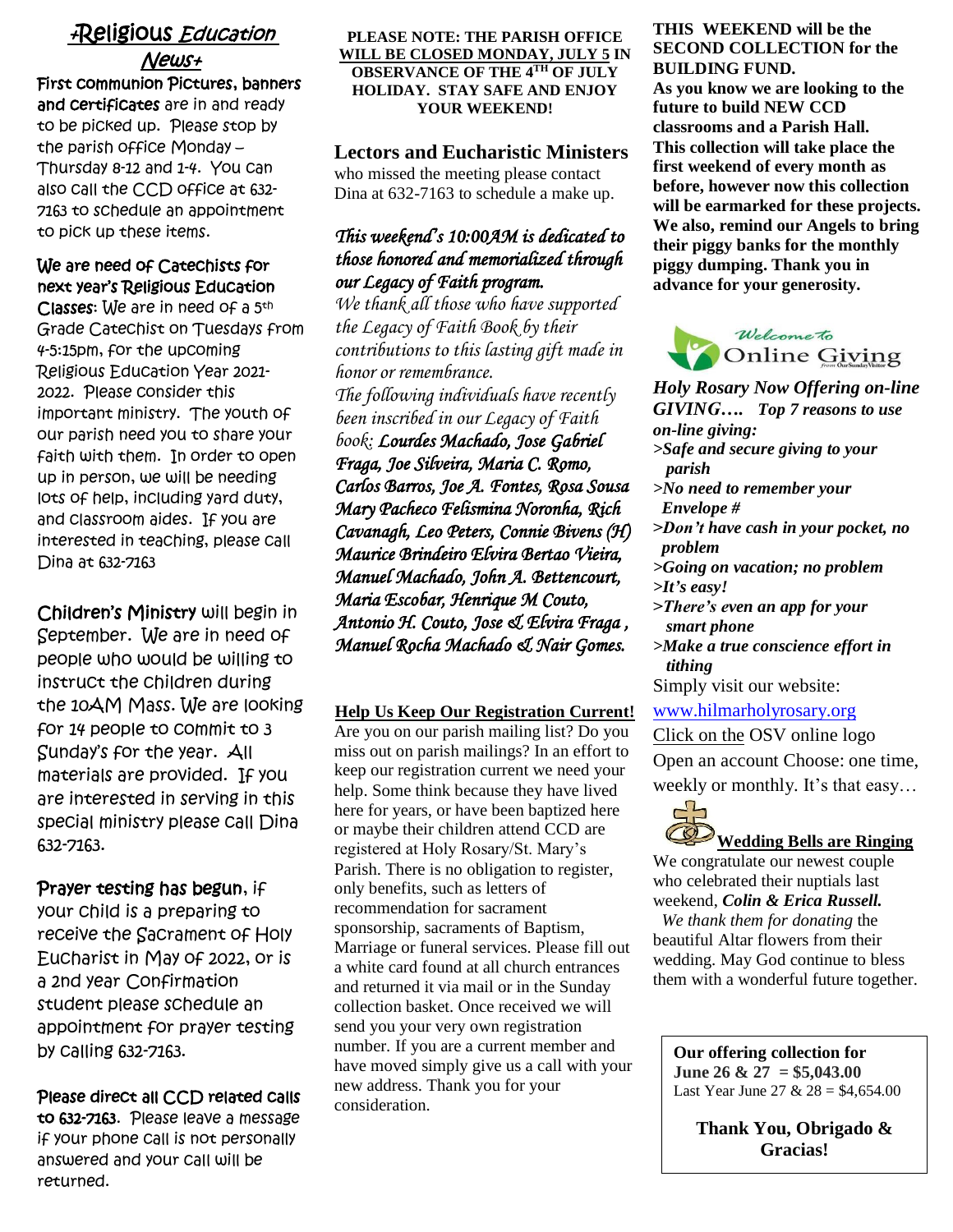## +Religious Education News+

**First communion Pictures, banners and certificates** are in and ready to be picked up. Please stop by the parish office Monday – Thursday 8-12 and 1-4. You can also call the CCD office at 632-7163 to schedule an appointment to pick up these items.

**We are need of Catechists for next year's Religious Education Classes**: We are in need of a 5th Grade Catechist on Tuesdays from 4-5:15pm, for the upcoming Religious Education Year 2021-2022. Please consider this important ministry. The youth of our parish need you to share your faith with them. In order to open up in person, we will be needing lots of help, including yard duty, and classroom aides. If you are interested in teaching, please call Dina at 632-7163

**Children's Ministry** will begin in September. We are in need of people who would be willing to instruct the children during the 10AM Mass. We are looking for 14 people to commit to 3 Sunday's for the year. All materials are provided. If you are interested in serving in this special ministry please call Dina 632-7163.

**Prayer testing has begun**, if your child is a preparing to receive the Sacrament of Holy Eucharist in May of 2022, or is a 2nd year Confirmation student please schedule an appointment for prayer testing by calling 632-7163.

**Please direct all CCD related calls to 632-7163**. Please leave a message if your phone call is not personally answered and your call will be returned.

**PLEASE NOTE: THE PARISH OFFICE WILL BE CLOSED MONDAY, JULY 5 IN OBSERVANCE OF THE 4TH OF JULY HOLIDAY. STAY SAFE AND ENJOY YOUR WEEKEND!**

### Lectors and Eucharistic Ministers

who missed the meeting please contact Dina at 632-7163 to schedule a make up.

***This weekend's 10:00AM is dedicated to those honored and memorialized through our Legacy of Faith program.***

*We thank all those who have supported the Legacy of Faith Book by their contributions to this lasting gift made in honor or remembrance.*

*The following individuals have recently been inscribed in our Legacy of Faith book:* ***Lourdes Machado, Jose Gabriel Fraga, Joe Silveira, Maria C. Romo, Carlos Barros, Joe A. Fontes, Rosa Sousa Mary Pacheco Felismina Noronha, Rich Cavanagh, Leo Peters, Connie Bivens (H) Maurice Brindeiro Elvira Bertao Vieira, Manuel Machado, John A. Bettencourt, Maria Escobar, Henrique M Couto, Antonio H. Couto, Jose & Elvira Fraga , Manuel Rocha Machado & Nair Gomes.***

**Help Us Keep Our Registration Current!**

Are you on our parish mailing list? Do you miss out on parish mailings? In an effort to keep our registration current we need your help. Some think because they have lived here for years, or have been baptized here or maybe their children attend CCD are registered at Holy Rosary/St. Mary's Parish. There is no obligation to register, only benefits, such as letters of recommendation for sacrament sponsorship, sacraments of Baptism, Marriage or funeral services. Please fill out a white card found at all church entrances and returned it via mail or in the Sunday collection basket. Once received we will send you your very own registration number. If you are a current member and have moved simply give us a call with your new address. Thank you for your consideration.

**THIS WEEKEND will be the SECOND COLLECTION for the BUILDING FUND.**
**As you know we are looking to the future to build NEW CCD classrooms and a Parish Hall. This collection will take place the first weekend of every month as before, however now this collection will be earmarked for these projects. We also, remind our Angels to bring their piggy banks for the monthly piggy dumping. Thank you in advance for your generosity.**

Welcome to Online Giving

***Holy Rosary Now Offering on-line GIVING…. Top 7 reasons to use on-line giving:***

***>Safe and secure giving to your parish***
***>No need to remember your Envelope #***
***>Don't have cash in your pocket, no problem***
***>Going on vacation; no problem***
***>It's easy!***
***>There's even an app for your smart phone***
***>Make a true conscience effort in tithing***

Simply visit our website:
www.hilmarholyrosary.org
Click on the OSV online logo
Open an account Choose: one time, weekly or monthly. It's that easy…

**Wedding Bells are Ringing**

We congratulate our newest couple who celebrated their nuptials last weekend, ***Colin & Erica Russell.*** *We thank them for donating* the beautiful Altar flowers from their wedding. May God continue to bless them with a wonderful future together.

**Our offering collection for June 26 & 27 = $5,043.00**
Last Year June 27 & 28 = $4,654.00

**Thank You, Obrigado & Gracias!**